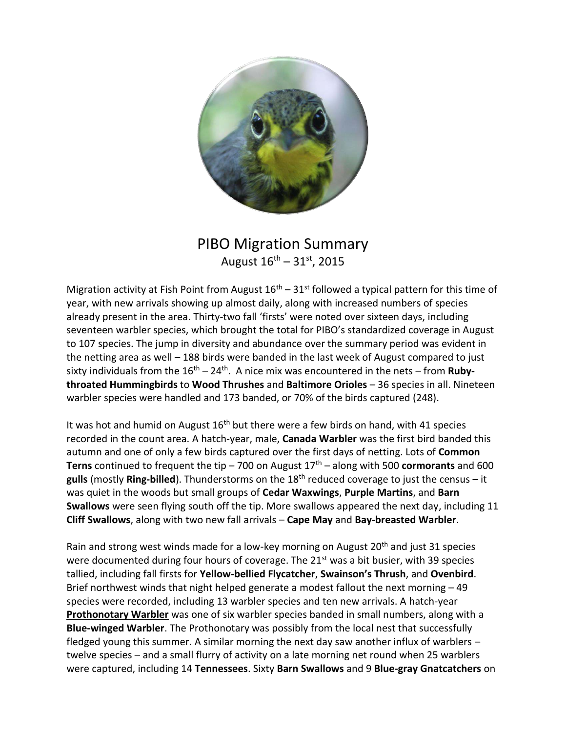# PIBO Migration Summary

August 16th – 31st, 2015

Migration activity at Fish Point from August 16th – 31st followed a typical pattern for this time of year, with new arrivals showing up almost daily, along with increased numbers of species already present in the area. Thirty-two fall 'firsts' were noted over sixteen days, including seventeen warbler species, which brought the total for PIBO's standardized coverage in August to 107 species. The jump in diversity and abundance over the summary period was evident in the netting area as well – 188 birds were banded in the last week of August compared to just sixty individuals from the 16th – 24th. A nice mix was encountered in the nets – from **Ruby-throated Hummingbirds** to **Wood Thrushes** and **Baltimore Orioles** – 36 species in all. Nineteen warbler species were handled and 173 banded, or 70% of the birds captured (248).

It was hot and humid on August 16th but there were a few birds on hand, with 41 species recorded in the count area. A hatch-year, male, **Canada Warbler** was the first bird banded this autumn and one of only a few birds captured over the first days of netting. Lots of **Common Terns** continued to frequent the tip – 700 on August 17th – along with 500 **cormorants** and 600 **gulls** (mostly **Ring-billed**). Thunderstorms on the 18th reduced coverage to just the census – it was quiet in the woods but small groups of **Cedar Waxwings**, **Purple Martins**, and **Barn Swallows** were seen flying south off the tip. More swallows appeared the next day, including 11 **Cliff Swallows**, along with two new fall arrivals – **Cape May** and **Bay-breasted Warbler**.

Rain and strong west winds made for a low-key morning on August 20th and just 31 species were documented during four hours of coverage. The 21st was a bit busier, with 39 species tallied, including fall firsts for **Yellow-bellied Flycatcher**, **Swainson's Thrush**, and **Ovenbird**. Brief northwest winds that night helped generate a modest fallout the next morning – 49 species were recorded, including 13 warbler species and ten new arrivals. A hatch-year **Prothonotary Warbler** was one of six warbler species banded in small numbers, along with a **Blue-winged Warbler**. The Prothonotary was possibly from the local nest that successfully fledged young this summer. A similar morning the next day saw another influx of warblers – twelve species – and a small flurry of activity on a late morning net round when 25 warblers were captured, including 14 **Tennessees**. Sixty **Barn Swallows** and 9 **Blue-gray Gnatcatchers** on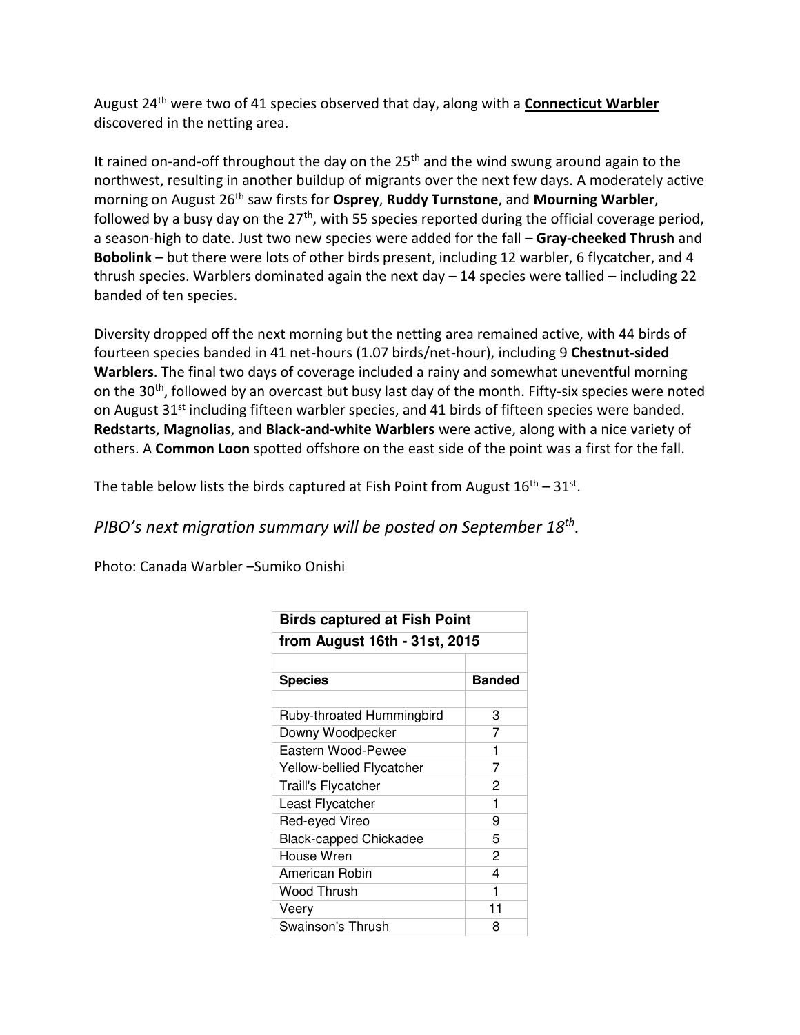August 24th were two of 41 species observed that day, along with a **Connecticut Warbler** discovered in the netting area.

It rained on-and-off throughout the day on the 25th and the wind swung around again to the northwest, resulting in another buildup of migrants over the next few days. A moderately active morning on August 26th saw firsts for **Osprey**, **Ruddy Turnstone**, and **Mourning Warbler**, followed by a busy day on the 27th, with 55 species reported during the official coverage period, a season-high to date. Just two new species were added for the fall – **Gray-cheeked Thrush** and **Bobolink** – but there were lots of other birds present, including 12 warbler, 6 flycatcher, and 4 thrush species. Warblers dominated again the next day – 14 species were tallied – including 22 banded of ten species.

Diversity dropped off the next morning but the netting area remained active, with 44 birds of fourteen species banded in 41 net-hours (1.07 birds/net-hour), including 9 **Chestnut-sided Warblers**. The final two days of coverage included a rainy and somewhat uneventful morning on the 30th, followed by an overcast but busy last day of the month. Fifty-six species were noted on August 31st including fifteen warbler species, and 41 birds of fifteen species were banded. **Redstarts**, **Magnolias**, and **Black-and-white Warblers** were active, along with a nice variety of others. A **Common Loon** spotted offshore on the east side of the point was a first for the fall.

The table below lists the birds captured at Fish Point from August 16th – 31st.

*PIBO's next migration summary will be posted on September 18th.*

Photo: Canada Warbler –Sumiko Onishi

**Birds captured at Fish Point from August 16th - 31st, 2015**

| Species | Banded |
|---|---|
| Ruby-throated Hummingbird | 3 |
| Downy Woodpecker | 7 |
| Eastern Wood-Pewee | 1 |
| Yellow-bellied Flycatcher | 7 |
| Traill's Flycatcher | 2 |
| Least Flycatcher | 1 |
| Red-eyed Vireo | 9 |
| Black-capped Chickadee | 5 |
| House Wren | 2 |
| American Robin | 4 |
| Wood Thrush | 1 |
| Veery | 11 |
| Swainson's Thrush | 8 |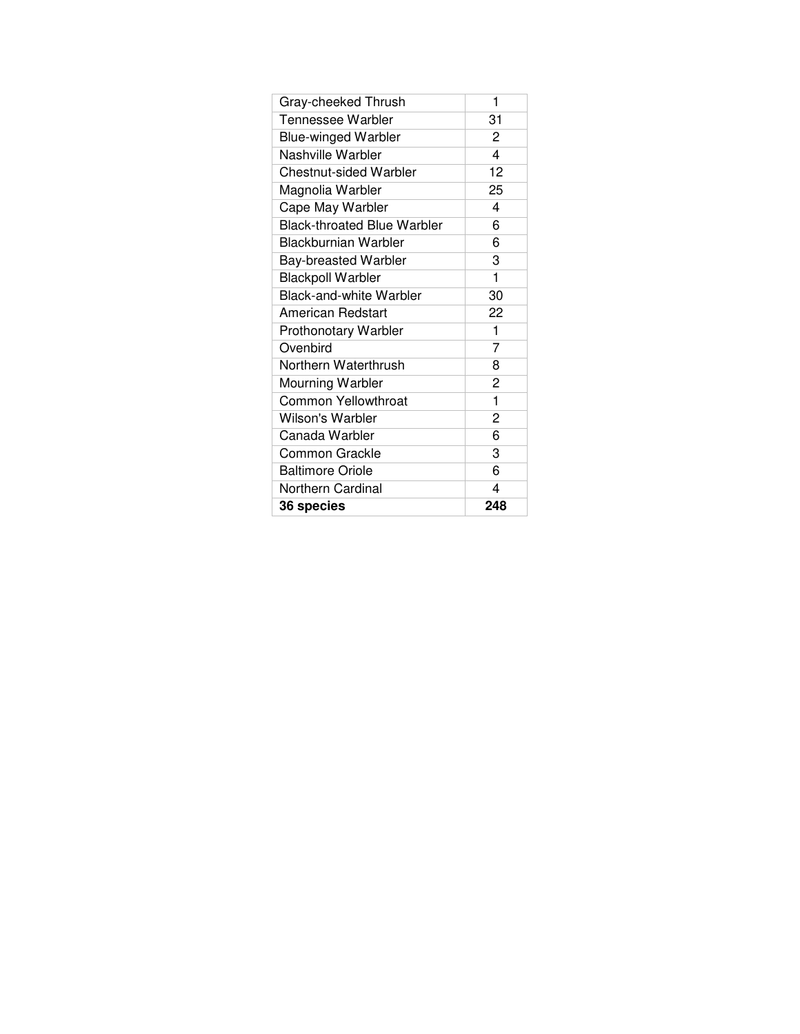| | |
|---|---|
| Gray-cheeked Thrush | 1 |
| Tennessee Warbler | 31 |
| Blue-winged Warbler | 2 |
| Nashville Warbler | 4 |
| Chestnut-sided Warbler | 12 |
| Magnolia Warbler | 25 |
| Cape May Warbler | 4 |
| Black-throated Blue Warbler | 6 |
| Blackburnian Warbler | 6 |
| Bay-breasted Warbler | 3 |
| Blackpoll Warbler | 1 |
| Black-and-white Warbler | 30 |
| American Redstart | 22 |
| Prothonotary Warbler | 1 |
| Ovenbird | 7 |
| Northern Waterthrush | 8 |
| Mourning Warbler | 2 |
| Common Yellowthroat | 1 |
| Wilson's Warbler | 2 |
| Canada Warbler | 6 |
| Common Grackle | 3 |
| Baltimore Oriole | 6 |
| Northern Cardinal | 4 |
| **36 species** | **248** |